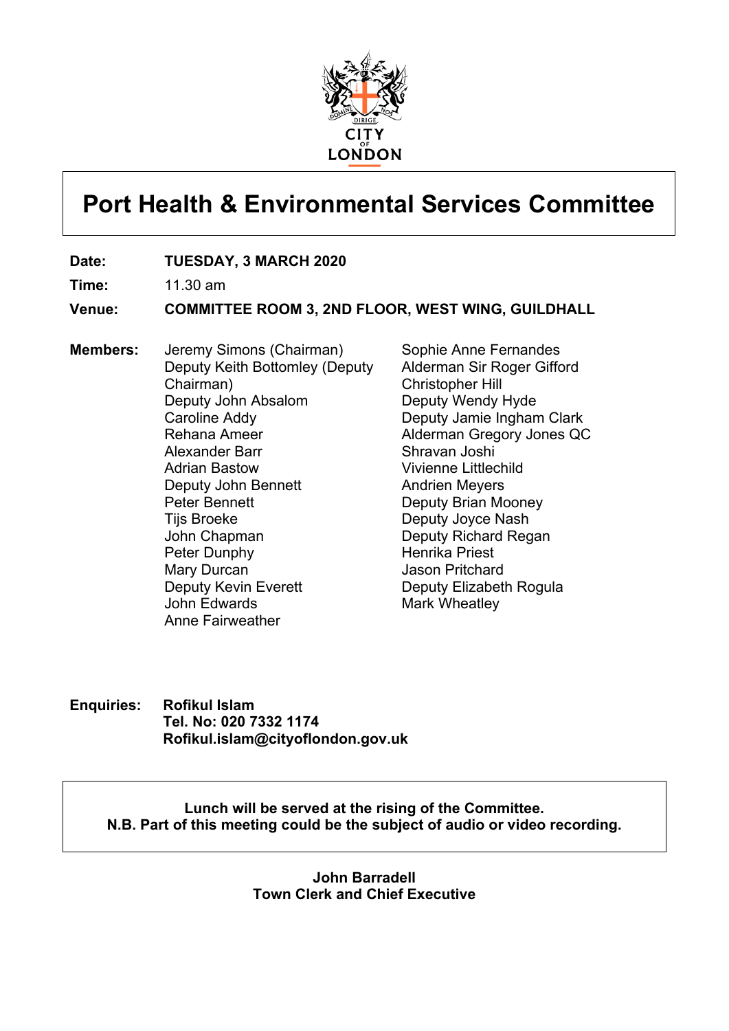# Port Health & Environmental Services Committee

**Date:** **TUESDAY, 3 MARCH 2020**

**Time:** 11.30 am

**Venue:** **COMMITTEE ROOM 3, 2ND FLOOR, WEST WING, GUILDHALL**

**Members:**

Jeremy Simons (Chairman)
Deputy Keith Bottomley (Deputy Chairman)
Deputy John Absalom
Caroline Addy
Rehana Ameer
Alexander Barr
Adrian Bastow
Deputy John Bennett
Peter Bennett
Tijs Broeke
John Chapman
Peter Dunphy
Mary Durcan
Deputy Kevin Everett
John Edwards
Anne Fairweather
Sophie Anne Fernandes
Alderman Sir Roger Gifford
Christopher Hill
Deputy Wendy Hyde
Deputy Jamie Ingham Clark
Alderman Gregory Jones QC
Shravan Joshi
Vivienne Littlechild
Andrien Meyers
Deputy Brian Mooney
Deputy Joyce Nash
Deputy Richard Regan
Henrika Priest
Jason Pritchard
Deputy Elizabeth Rogula
Mark Wheatley

**Enquiries:** **Rofikul Islam**
**Tel. No: 020 7332 1174**
**Rofikul.islam@cityoflondon.gov.uk**

**Lunch will be served at the rising of the Committee.**
**N.B. Part of this meeting could be the subject of audio or video recording.**

**John Barradell**
**Town Clerk and Chief Executive**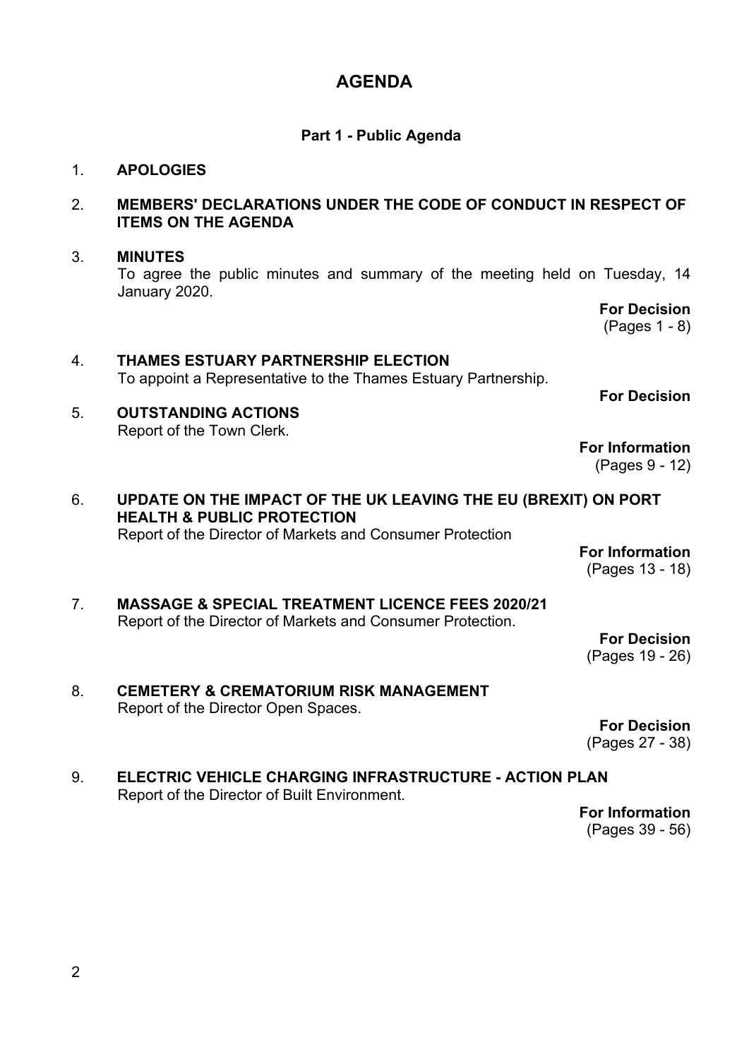# AGENDA

## Part 1 - Public Agenda

1. **APOLOGIES**

2. **MEMBERS' DECLARATIONS UNDER THE CODE OF CONDUCT IN RESPECT OF ITEMS ON THE AGENDA**

3. **MINUTES**
   To agree the public minutes and summary of the meeting held on Tuesday, 14 January 2020.

   **For Decision**
   (Pages 1 - 8)

4. **THAMES ESTUARY PARTNERSHIP ELECTION**
   To appoint a Representative to the Thames Estuary Partnership.

   **For Decision**

5. **OUTSTANDING ACTIONS**
   Report of the Town Clerk.

   **For Information**
   (Pages 9 - 12)

6. **UPDATE ON THE IMPACT OF THE UK LEAVING THE EU (BREXIT) ON PORT HEALTH & PUBLIC PROTECTION**
   Report of the Director of Markets and Consumer Protection

   **For Information**
   (Pages 13 - 18)

7. **MASSAGE & SPECIAL TREATMENT LICENCE FEES 2020/21**
   Report of the Director of Markets and Consumer Protection.

   **For Decision**
   (Pages 19 - 26)

8. **CEMETERY & CREMATORIUM RISK MANAGEMENT**
   Report of the Director Open Spaces.

   **For Decision**
   (Pages 27 - 38)

9. **ELECTRIC VEHICLE CHARGING INFRASTRUCTURE - ACTION PLAN**
   Report of the Director of Built Environment.

   **For Information**
   (Pages 39 - 56)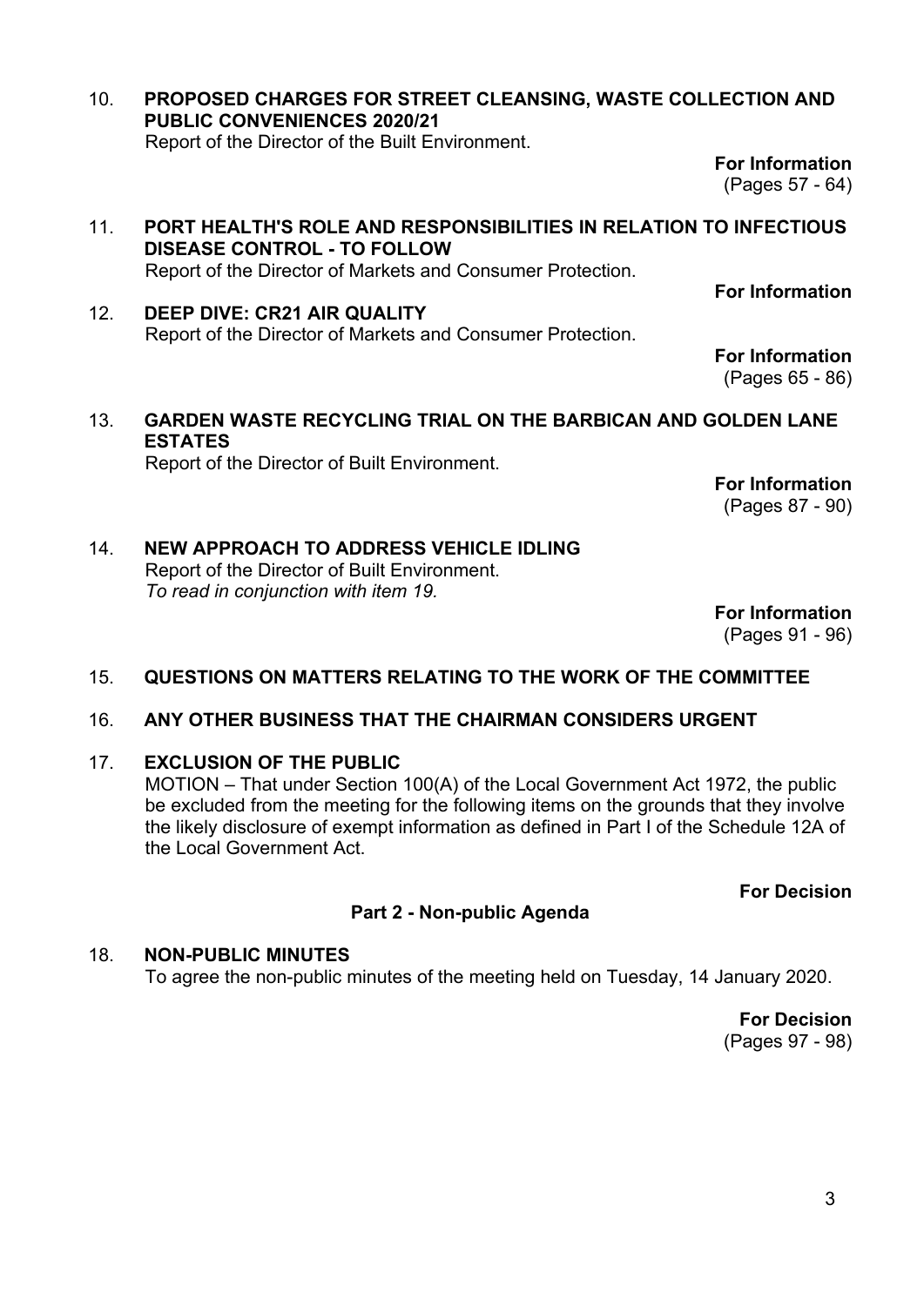10. **PROPOSED CHARGES FOR STREET CLEANSING, WASTE COLLECTION AND PUBLIC CONVENIENCES 2020/21**
    Report of the Director of the Built Environment.

    **For Information**
    (Pages 57 - 64)

11. **PORT HEALTH'S ROLE AND RESPONSIBILITIES IN RELATION TO INFECTIOUS DISEASE CONTROL - TO FOLLOW**
    Report of the Director of Markets and Consumer Protection.

    **For Information**

12. **DEEP DIVE: CR21 AIR QUALITY**
    Report of the Director of Markets and Consumer Protection.

    **For Information**
    (Pages 65 - 86)

13. **GARDEN WASTE RECYCLING TRIAL ON THE BARBICAN AND GOLDEN LANE ESTATES**
    Report of the Director of Built Environment.

    **For Information**
    (Pages 87 - 90)

14. **NEW APPROACH TO ADDRESS VEHICLE IDLING**
    Report of the Director of Built Environment.
    *To read in conjunction with item 19.*

    **For Information**
    (Pages 91 - 96)

15. **QUESTIONS ON MATTERS RELATING TO THE WORK OF THE COMMITTEE**

16. **ANY OTHER BUSINESS THAT THE CHAIRMAN CONSIDERS URGENT**

17. **EXCLUSION OF THE PUBLIC**
    MOTION – That under Section 100(A) of the Local Government Act 1972, the public be excluded from the meeting for the following items on the grounds that they involve the likely disclosure of exempt information as defined in Part I of the Schedule 12A of the Local Government Act.

    **For Decision**

**Part 2 - Non-public Agenda**

18. **NON-PUBLIC MINUTES**
    To agree the non-public minutes of the meeting held on Tuesday, 14 January 2020.

    **For Decision**
    (Pages 97 - 98)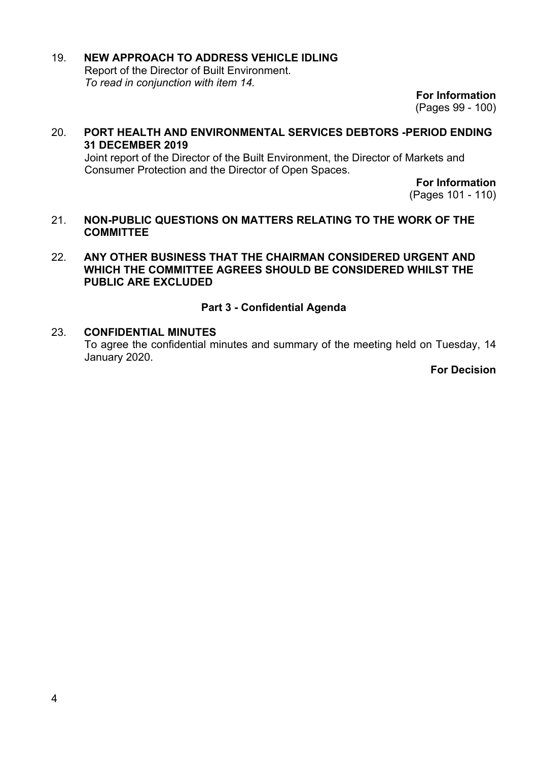19. **NEW APPROACH TO ADDRESS VEHICLE IDLING**
    Report of the Director of Built Environment.
    *To read in conjunction with item 14.*

    **For Information**
    (Pages 99 - 100)

20. **PORT HEALTH AND ENVIRONMENTAL SERVICES DEBTORS -PERIOD ENDING 31 DECEMBER 2019**
    Joint report of the Director of the Built Environment, the Director of Markets and Consumer Protection and the Director of Open Spaces.

    **For Information**
    (Pages 101 - 110)

21. **NON-PUBLIC QUESTIONS ON MATTERS RELATING TO THE WORK OF THE COMMITTEE**

22. **ANY OTHER BUSINESS THAT THE CHAIRMAN CONSIDERED URGENT AND WHICH THE COMMITTEE AGREES SHOULD BE CONSIDERED WHILST THE PUBLIC ARE EXCLUDED**

## Part 3 - Confidential Agenda

23. **CONFIDENTIAL MINUTES**
    To agree the confidential minutes and summary of the meeting held on Tuesday, 14 January 2020.

    **For Decision**